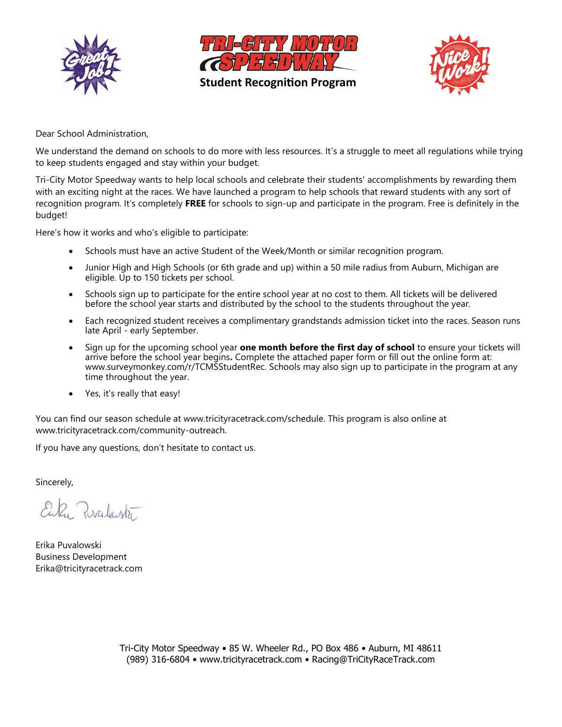# TRI-CITY MOTOR SPEEDWAY

## Student Recognition Program

Dear School Administration,

We understand the demand on schools to do more with less resources. It's a struggle to meet all regulations while trying to keep students engaged and stay within your budget.

Tri-City Motor Speedway wants to help local schools and celebrate their students' accomplishments by rewarding them with an exciting night at the races. We have launched a program to help schools that reward students with any sort of recognition program. It's completely **FREE** for schools to sign-up and participate in the program. Free is definitely in the budget!

Here's how it works and who's eligible to participate:

- Schools must have an active Student of the Week/Month or similar recognition program.
- Junior High and High Schools (or 6th grade and up) within a 50 mile radius from Auburn, Michigan are eligible. Up to 150 tickets per school.
- Schools sign up to participate for the entire school year at no cost to them. All tickets will be delivered before the school year starts and distributed by the school to the students throughout the year.
- Each recognized student receives a complimentary grandstands admission ticket into the races. Season runs late April - early September.
- Sign up for the upcoming school year **one month before the first day of school** to ensure your tickets will arrive before the school year begins**.** Complete the attached paper form or fill out the online form at: www.surveymonkey.com/r/TCMSStudentRec. Schools may also sign up to participate in the program at any time throughout the year.
- Yes, it's really that easy!

You can find our season schedule at www.tricityracetrack.com/schedule. This program is also online at www.tricityracetrack.com/community-outreach.

If you have any questions, don't hesitate to contact us.

Sincerely,

Erika Puvalowski
Business Development
Erika@tricityracetrack.com

Tri-City Motor Speedway • 85 W. Wheeler Rd., PO Box 486 • Auburn, MI 48611
(989) 316-6804 • www.tricityracetrack.com • Racing@TriCityRaceTrack.com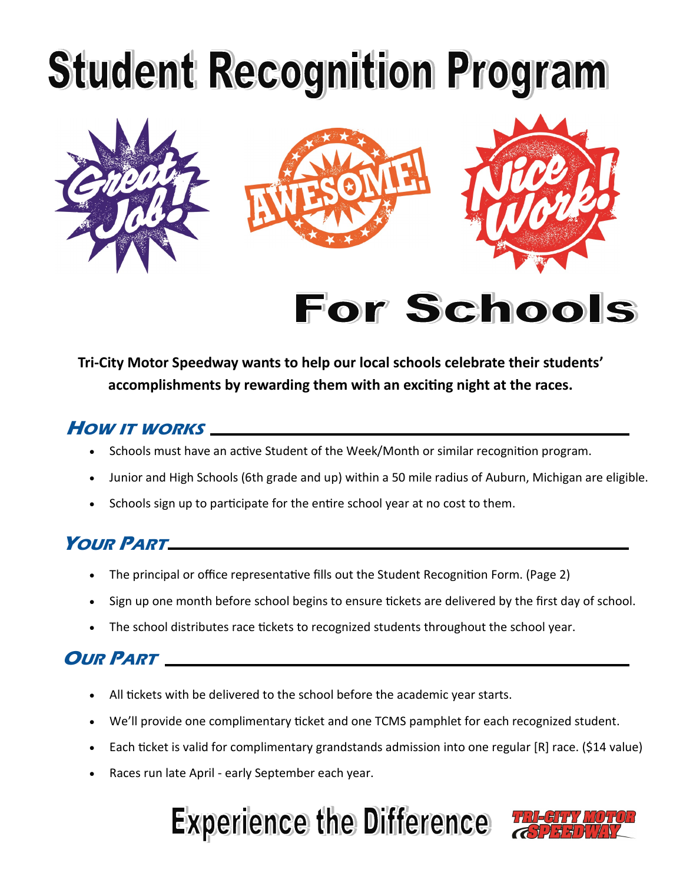# Student Recognition Program

Great Job! AWESOME! Nice Work!

## For Schools

**Tri-City Motor Speedway wants to help our local schools celebrate their students' accomplishments by rewarding them with an exciting night at the races.**

### How it works

- Schools must have an active Student of the Week/Month or similar recognition program.
- Junior and High Schools (6th grade and up) within a 50 mile radius of Auburn, Michigan are eligible.
- Schools sign up to participate for the entire school year at no cost to them.

### Your Part

- The principal or office representative fills out the Student Recognition Form. (Page 2)
- Sign up one month before school begins to ensure tickets are delivered by the first day of school.
- The school distributes race tickets to recognized students throughout the school year.

### Our Part

- All tickets with be delivered to the school before the academic year starts.
- We'll provide one complimentary ticket and one TCMS pamphlet for each recognized student.
- Each ticket is valid for complimentary grandstands admission into one regular [R] race. ($14 value)
- Races run late April - early September each year.

**Experience the Difference**

TRI-CITY MOTOR SPEEDWAY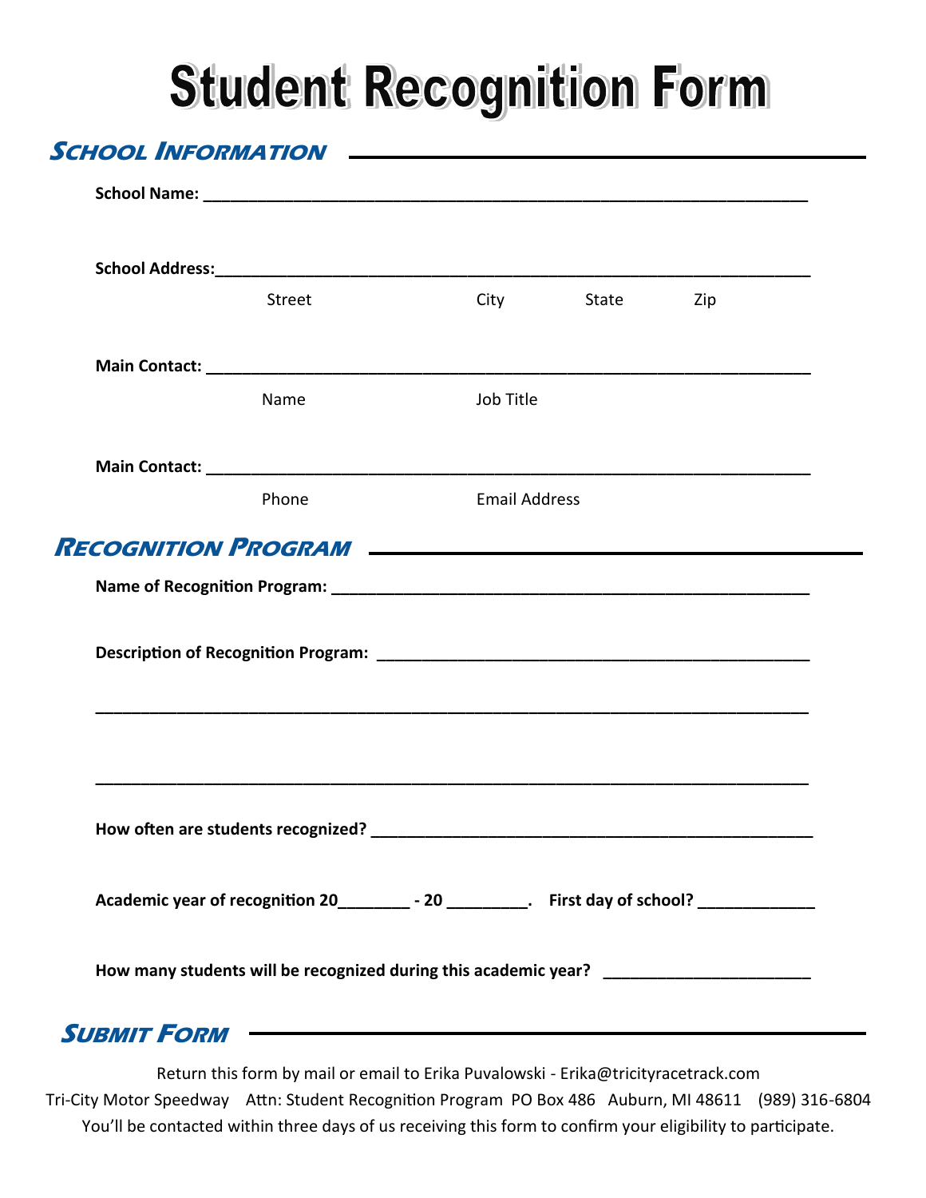# Student Recognition Form

## School Information

**School Name:** ___________________________________________________________________

**School Address:**___________________________________________________________________

Street City State Zip

**Main Contact:** ___________________________________________________________________

Name Job Title

**Main Contact:** ___________________________________________________________________

Phone Email Address

## Recognition Program

**Name of Recognition Program:** ____________________________________________________

**Description of Recognition Program:** ______________________________________________

_________________________________________________________________________________

_________________________________________________________________________________

**How often are students recognized?** ______________________________________________

**Academic year of recognition 20________ - 20 _________. First day of school?** _____________

**How many students will be recognized during this academic year?** _______________________

## Submit Form

Return this form by mail or email to Erika Puvalowski - Erika@tricityracetrack.com

Tri-City Motor Speedway Attn: Student Recognition Program PO Box 486 Auburn, MI 48611 (989) 316-6804

You'll be contacted within three days of us receiving this form to confirm your eligibility to participate.